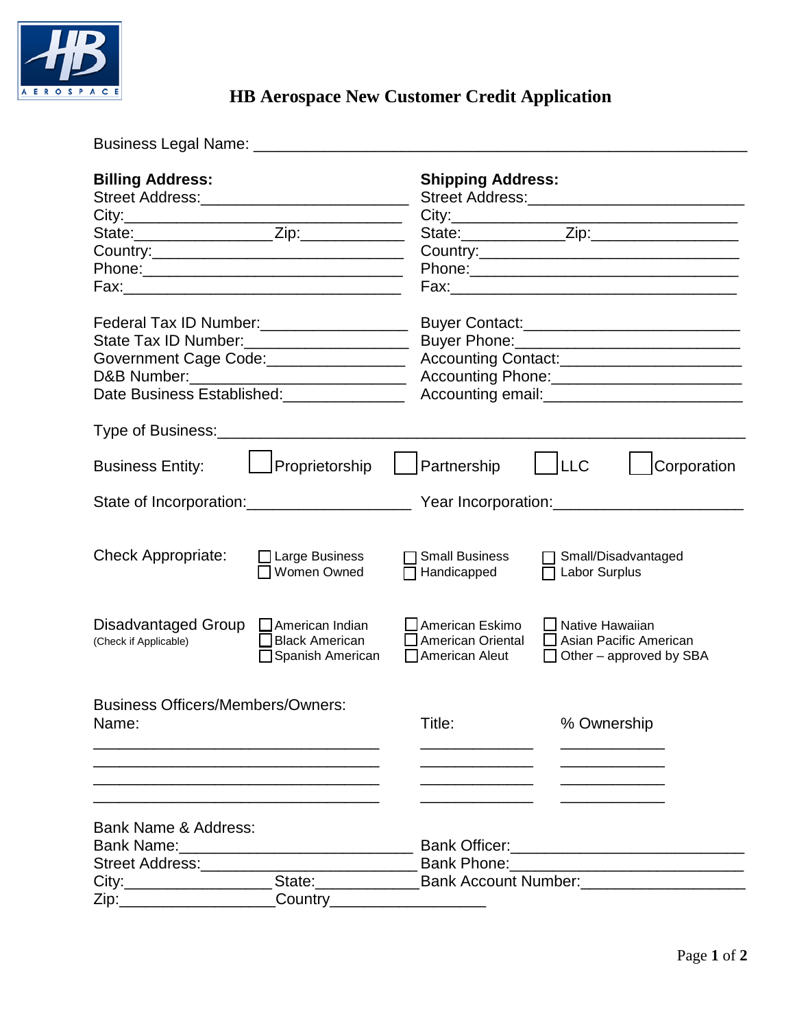# HB Aerospace New Customer Credit Application

Business Legal Name: ____________________________________________________________

**Billing Address:**
Street Address:________________________
City:_________________________________
State:________________Zip:____________
Country:______________________________
Phone:________________________________
Fax:__________________________________

**Shipping Address:**
Street Address:________________________
City:_________________________________
State:____________Zip:________________
Country:______________________________
Phone:________________________________
Fax:__________________________________

Federal Tax ID Number:_________________
State Tax ID Number:__________________
Government Cage Code:________________
D&B Number:_________________________
Date Business Established:______________

Buyer Contact:_________________________
Buyer Phone:__________________________
Accounting Contact:_____________________
Accounting Phone:______________________
Accounting email:_______________________

Type of Business:_________________________________________________________

Business Entity: ☐ Proprietorship ☐ Partnership ☐ LLC ☐ Corporation

State of Incorporation:___________________ Year Incorporation:______________________

Check Appropriate:
☐ Large Business ☐ Small Business ☐ Small/Disadvantaged
☐ Women Owned ☐ Handicapped ☐ Labor Surplus

Disadvantaged Group (Check if Applicable)
☐ American Indian ☐ American Eskimo ☐ Native Hawaiian
☐ Black American ☐ American Oriental ☐ Asian Pacific American
☐ Spanish American ☐ American Aleut ☐ Other – approved by SBA

Business Officers/Members/Owners:

| Name: | Title: | % Ownership |
|---|---|---|
| _________________________________ | _____________ | ____________ |
| _________________________________ | _____________ | ____________ |
| _________________________________ | _____________ | ____________ |
| _________________________________ | _____________ | ____________ |

Bank Name & Address:
Bank Name:__________________________
Street Address:_______________________
City:________________State:____________
Zip:__________________Country__________________

Bank Officer:___________________________
Bank Phone:___________________________
Bank Account Number:___________________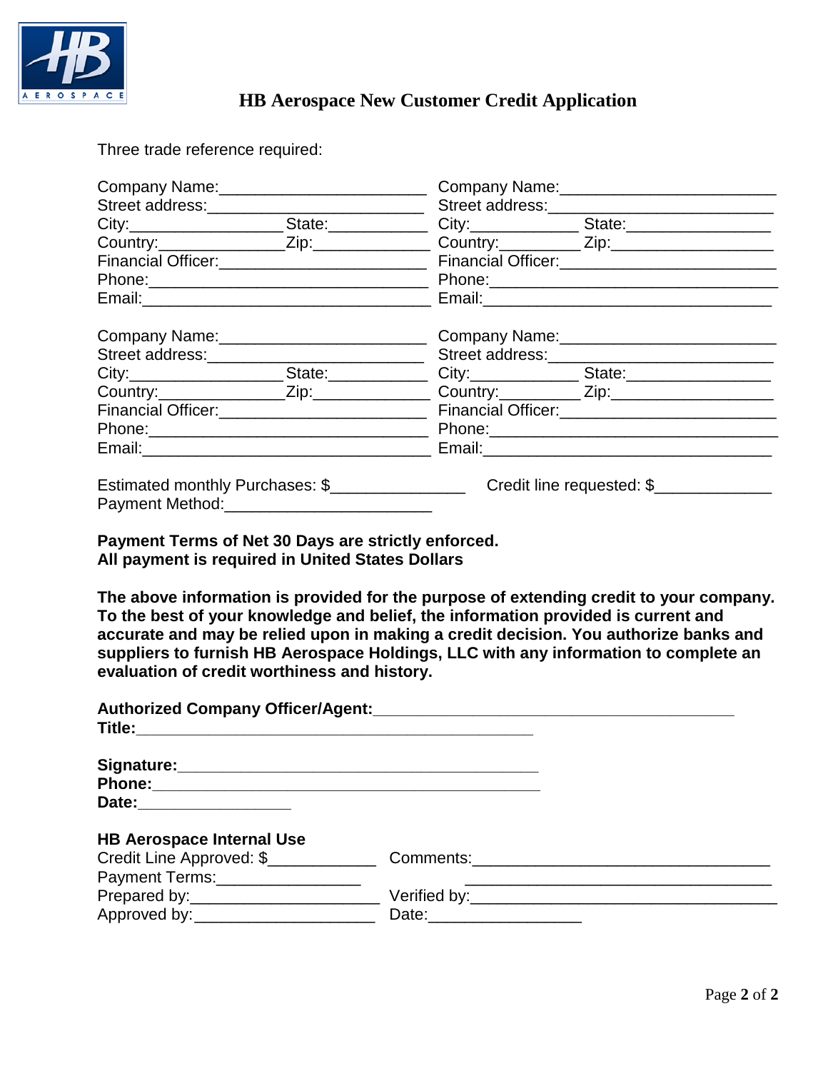# HB Aerospace New Customer Credit Application

Three trade reference required:

| | |
|---|---|
| Company Name:______________________ | Company Name:______________________ |
| Street address:______________________ | Street address:______________________ |
| City:________________ State:__________ | City:___________ State:_______________ |
| Country:_____________Zip:____________ | Country:_________ Zip:_________________ |
| Financial Officer:______________________ | Financial Officer:______________________ |
| Phone:_____________________________ | Phone:______________________________ |
| Email:______________________________ | Email:______________________________ |
| | |
| Company Name:______________________ | Company Name:______________________ |
| Street address:______________________ | Street address:______________________ |
| City:________________ State:__________ | City:___________ State:_______________ |
| Country:_____________Zip:____________ | Country:_________ Zip:_________________ |
| Financial Officer:______________________ | Financial Officer:______________________ |
| Phone:_____________________________ | Phone:______________________________ |
| Email:______________________________ | Email:______________________________ |

Estimated monthly Purchases: $_______________ Credit line requested: $_____________

Payment Method:_______________________

**Payment Terms of Net 30 Days are strictly enforced.**
**All payment is required in United States Dollars**

**The above information is provided for the purpose of extending credit to your company. To the best of your knowledge and belief, the information provided is current and accurate and may be relied upon in making a credit decision. You authorize banks and suppliers to furnish HB Aerospace Holdings, LLC with any information to complete an evaluation of credit worthiness and history.**

**Authorized Company Officer/Agent:**_________________________________________

**Title:**_____________________________________________

**Signature:**_________________________________________

**Phone:**____________________________________________

**Date:**_________________

**HB Aerospace Internal Use**

| | |
|---|---|
| Credit Line Approved: $___________ | Comments:_______________________________ |
| Payment Terms:_______________ | _________________________________ |
| Prepared by:___________________ | Verified by:_______________________________ |
| Approved by:___________________ | Date:_________________ |